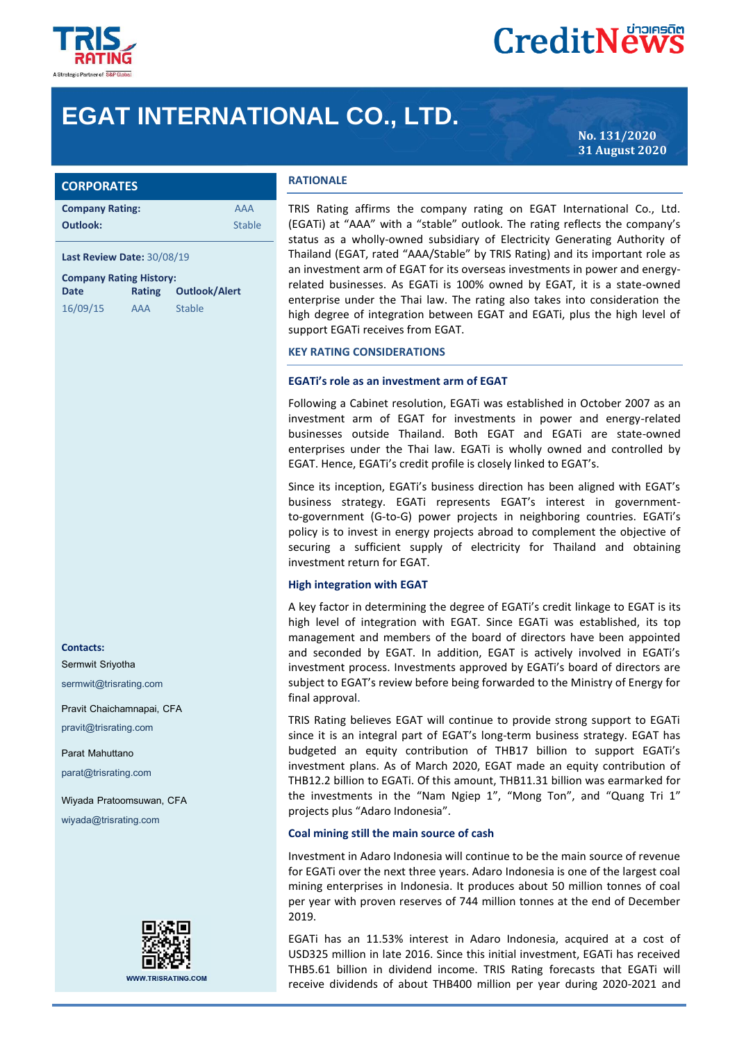# EGAT INTERNATIONAL CO., LTD.

No. 131/2020
31 August 2020

## CORPORATES

| | |
|---|---|
| **Company Rating:** | AAA |
| **Outlook:** | Stable |

**Last Review Date:** 30/08/19

**Company Rating History:**

| Date | Rating | Outlook/Alert |
|---|---|---|
| 16/09/15 | AAA | Stable |

**Contacts:**

Sermwit Sriyotha

sermwit@trisrating.com

Pravit Chaichamnapai, CFA

pravit@trisrating.com

Parat Mahuttano

parat@trisrating.com

Wiyada Pratoomsuwan, CFA

wiyada@trisrating.com

## RATIONALE

TRIS Rating affirms the company rating on EGAT International Co., Ltd. (EGATi) at "AAA" with a "stable" outlook. The rating reflects the company's status as a wholly-owned subsidiary of Electricity Generating Authority of Thailand (EGAT, rated "AAA/Stable" by TRIS Rating) and its important role as an investment arm of EGAT for its overseas investments in power and energy-related businesses. As EGATi is 100% owned by EGAT, it is a state-owned enterprise under the Thai law. The rating also takes into consideration the high degree of integration between EGAT and EGATi, plus the high level of support EGATi receives from EGAT.

## KEY RATING CONSIDERATIONS

### EGATi's role as an investment arm of EGAT

Following a Cabinet resolution, EGATi was established in October 2007 as an investment arm of EGAT for investments in power and energy-related businesses outside Thailand. Both EGAT and EGATi are state-owned enterprises under the Thai law. EGATi is wholly owned and controlled by EGAT. Hence, EGATi's credit profile is closely linked to EGAT's.

Since its inception, EGATi's business direction has been aligned with EGAT's business strategy. EGATi represents EGAT's interest in government-to-government (G-to-G) power projects in neighboring countries. EGATi's policy is to invest in energy projects abroad to complement the objective of securing a sufficient supply of electricity for Thailand and obtaining investment return for EGAT.

### High integration with EGAT

A key factor in determining the degree of EGATi's credit linkage to EGAT is its high level of integration with EGAT. Since EGATi was established, its top management and members of the board of directors have been appointed and seconded by EGAT. In addition, EGAT is actively involved in EGATi's investment process. Investments approved by EGATi's board of directors are subject to EGAT's review before being forwarded to the Ministry of Energy for final approval.

TRIS Rating believes EGAT will continue to provide strong support to EGATi since it is an integral part of EGAT's long-term business strategy. EGAT has budgeted an equity contribution of THB17 billion to support EGATi's investment plans. As of March 2020, EGAT made an equity contribution of THB12.2 billion to EGATi. Of this amount, THB11.31 billion was earmarked for the investments in the "Nam Ngiep 1", "Mong Ton", and "Quang Tri 1" projects plus "Adaro Indonesia".

### Coal mining still the main source of cash

Investment in Adaro Indonesia will continue to be the main source of revenue for EGATi over the next three years. Adaro Indonesia is one of the largest coal mining enterprises in Indonesia. It produces about 50 million tonnes of coal per year with proven reserves of 744 million tonnes at the end of December 2019.

EGATi has an 11.53% interest in Adaro Indonesia, acquired at a cost of USD325 million in late 2016. Since this initial investment, EGATi has received THB5.61 billion in dividend income. TRIS Rating forecasts that EGATi will receive dividends of about THB400 million per year during 2020-2021 and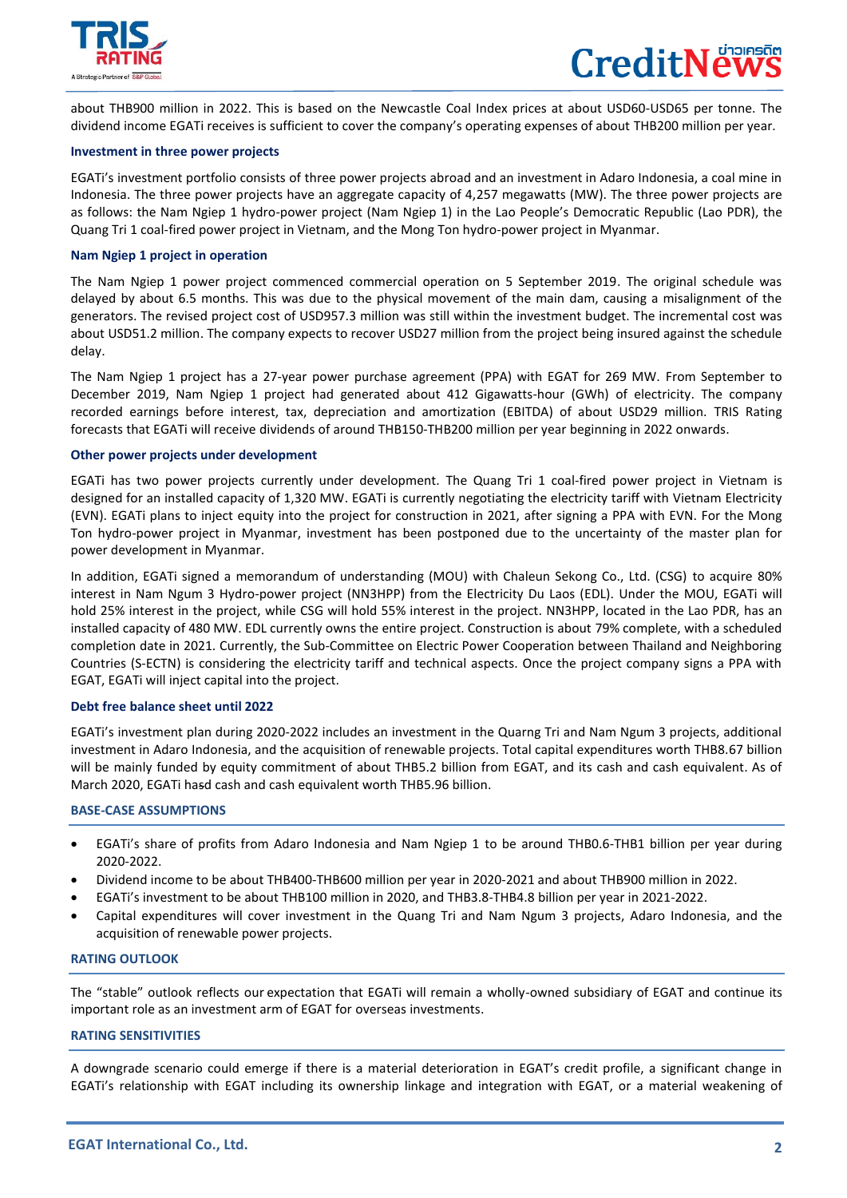about THB900 million in 2022. This is based on the Newcastle Coal Index prices at about USD60-USD65 per tonne. The dividend income EGATi receives is sufficient to cover the company's operating expenses of about THB200 million per year.

**Investment in three power projects**

EGATi's investment portfolio consists of three power projects abroad and an investment in Adaro Indonesia, a coal mine in Indonesia. The three power projects have an aggregate capacity of 4,257 megawatts (MW). The three power projects are as follows: the Nam Ngiep 1 hydro-power project (Nam Ngiep 1) in the Lao People's Democratic Republic (Lao PDR), the Quang Tri 1 coal-fired power project in Vietnam, and the Mong Ton hydro-power project in Myanmar.

**Nam Ngiep 1 project in operation**

The Nam Ngiep 1 power project commenced commercial operation on 5 September 2019. The original schedule was delayed by about 6.5 months. This was due to the physical movement of the main dam, causing a misalignment of the generators. The revised project cost of USD957.3 million was still within the investment budget. The incremental cost was about USD51.2 million. The company expects to recover USD27 million from the project being insured against the schedule delay.

The Nam Ngiep 1 project has a 27-year power purchase agreement (PPA) with EGAT for 269 MW. From September to December 2019, Nam Ngiep 1 project had generated about 412 Gigawatts-hour (GWh) of electricity. The company recorded earnings before interest, tax, depreciation and amortization (EBITDA) of about USD29 million. TRIS Rating forecasts that EGATi will receive dividends of around THB150-THB200 million per year beginning in 2022 onwards.

**Other power projects under development**

EGATi has two power projects currently under development. The Quang Tri 1 coal-fired power project in Vietnam is designed for an installed capacity of 1,320 MW. EGATi is currently negotiating the electricity tariff with Vietnam Electricity (EVN). EGATi plans to inject equity into the project for construction in 2021, after signing a PPA with EVN. For the Mong Ton hydro-power project in Myanmar, investment has been postponed due to the uncertainty of the master plan for power development in Myanmar.

In addition, EGATi signed a memorandum of understanding (MOU) with Chaleun Sekong Co., Ltd. (CSG) to acquire 80% interest in Nam Ngum 3 Hydro-power project (NN3HPP) from the Electricity Du Laos (EDL). Under the MOU, EGATi will hold 25% interest in the project, while CSG will hold 55% interest in the project. NN3HPP, located in the Lao PDR, has an installed capacity of 480 MW. EDL currently owns the entire project. Construction is about 79% complete, with a scheduled completion date in 2021. Currently, the Sub-Committee on Electric Power Cooperation between Thailand and Neighboring Countries (S-ECTN) is considering the electricity tariff and technical aspects. Once the project company signs a PPA with EGAT, EGATi will inject capital into the project.

**Debt free balance sheet until 2022**

EGATi's investment plan during 2020-2022 includes an investment in the Quarng Tri and Nam Ngum 3 projects, additional investment in Adaro Indonesia, and the acquisition of renewable projects. Total capital expenditures worth THB8.67 billion will be mainly funded by equity commitment of about THB5.2 billion from EGAT, and its cash and cash equivalent. As of March 2020, EGATi hasd cash and cash equivalent worth THB5.96 billion.

## BASE-CASE ASSUMPTIONS

- EGATi's share of profits from Adaro Indonesia and Nam Ngiep 1 to be around THB0.6-THB1 billion per year during 2020-2022.
- Dividend income to be about THB400-THB600 million per year in 2020-2021 and about THB900 million in 2022.
- EGATi's investment to be about THB100 million in 2020, and THB3.8-THB4.8 billion per year in 2021-2022.
- Capital expenditures will cover investment in the Quang Tri and Nam Ngum 3 projects, Adaro Indonesia, and the acquisition of renewable power projects.

## RATING OUTLOOK

The "stable" outlook reflects our expectation that EGATi will remain a wholly-owned subsidiary of EGAT and continue its important role as an investment arm of EGAT for overseas investments.

## RATING SENSITIVITIES

A downgrade scenario could emerge if there is a material deterioration in EGAT's credit profile, a significant change in EGATi's relationship with EGAT including its ownership linkage and integration with EGAT, or a material weakening of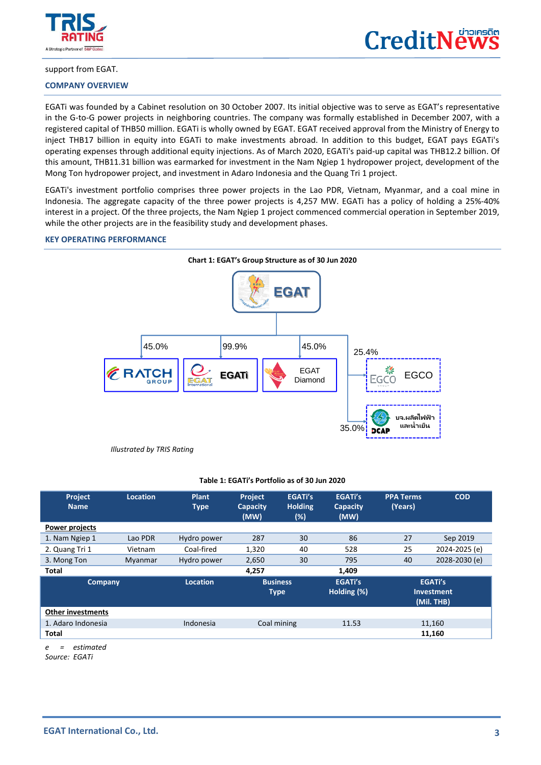support from EGAT.

## COMPANY OVERVIEW

EGATi was founded by a Cabinet resolution on 30 October 2007. Its initial objective was to serve as EGAT's representative in the G-to-G power projects in neighboring countries. The company was formally established in December 2007, with a registered capital of THB50 million. EGATi is wholly owned by EGAT. EGAT received approval from the Ministry of Energy to inject THB17 billion in equity into EGATi to make investments abroad. In addition to this budget, EGAT pays EGATi's operating expenses through additional equity injections. As of March 2020, EGATi's paid-up capital was THB12.2 billion. Of this amount, THB11.31 billion was earmarked for investment in the Nam Ngiep 1 hydropower project, development of the Mong Ton hydropower project, and investment in Adaro Indonesia and the Quang Tri 1 project.

EGATi's investment portfolio comprises three power projects in the Lao PDR, Vietnam, Myanmar, and a coal mine in Indonesia. The aggregate capacity of the three power projects is 4,257 MW. EGATi has a policy of holding a 25%-40% interest in a project. Of the three projects, the Nam Ngiep 1 project commenced commercial operation in September 2019, while the other projects are in the feasibility study and development phases.

## KEY OPERATING PERFORMANCE

**Chart 1: EGAT's Group Structure as of 30 Jun 2020**

EGAT → RATCH GROUP (45.0%), EGATi (99.9%), EGAT Diamond (45.0%), EGCO (25.4%), DCAP บจ.ผลิตไฟฟ้าและน้ำเย็น (35.0%)

*Illustrated by TRIS Rating*

**Table 1: EGATi's Portfolio as of 30 Jun 2020**

| Project Name | Location | Plant Type | Project Capacity (MW) | EGATi's Holding (%) | EGATi's Capacity (MW) | PPA Terms (Years) | COD |
|---|---|---|---|---|---|---|---|
| **Power projects** | | | | | | | |
| 1. Nam Ngiep 1 | Lao PDR | Hydro power | 287 | 30 | 86 | 27 | Sep 2019 |
| 2. Quang Tri 1 | Vietnam | Coal-fired | 1,320 | 40 | 528 | 25 | 2024-2025 (e) |
| 3. Mong Ton | Myanmar | Hydro power | 2,650 | 30 | 795 | 40 | 2028-2030 (e) |
| **Total** | | | **4,257** | | **1,409** | | |

| Company | Location | Business Type | EGATi's Holding (%) | EGATi's Investment (Mil. THB) |
|---|---|---|---|---|
| **Other investments** | | | | |
| 1. Adaro Indonesia | Indonesia | Coal mining | 11.53 | 11,160 |
| **Total** | | | | **11,160** |

*e = estimated*
*Source: EGATi*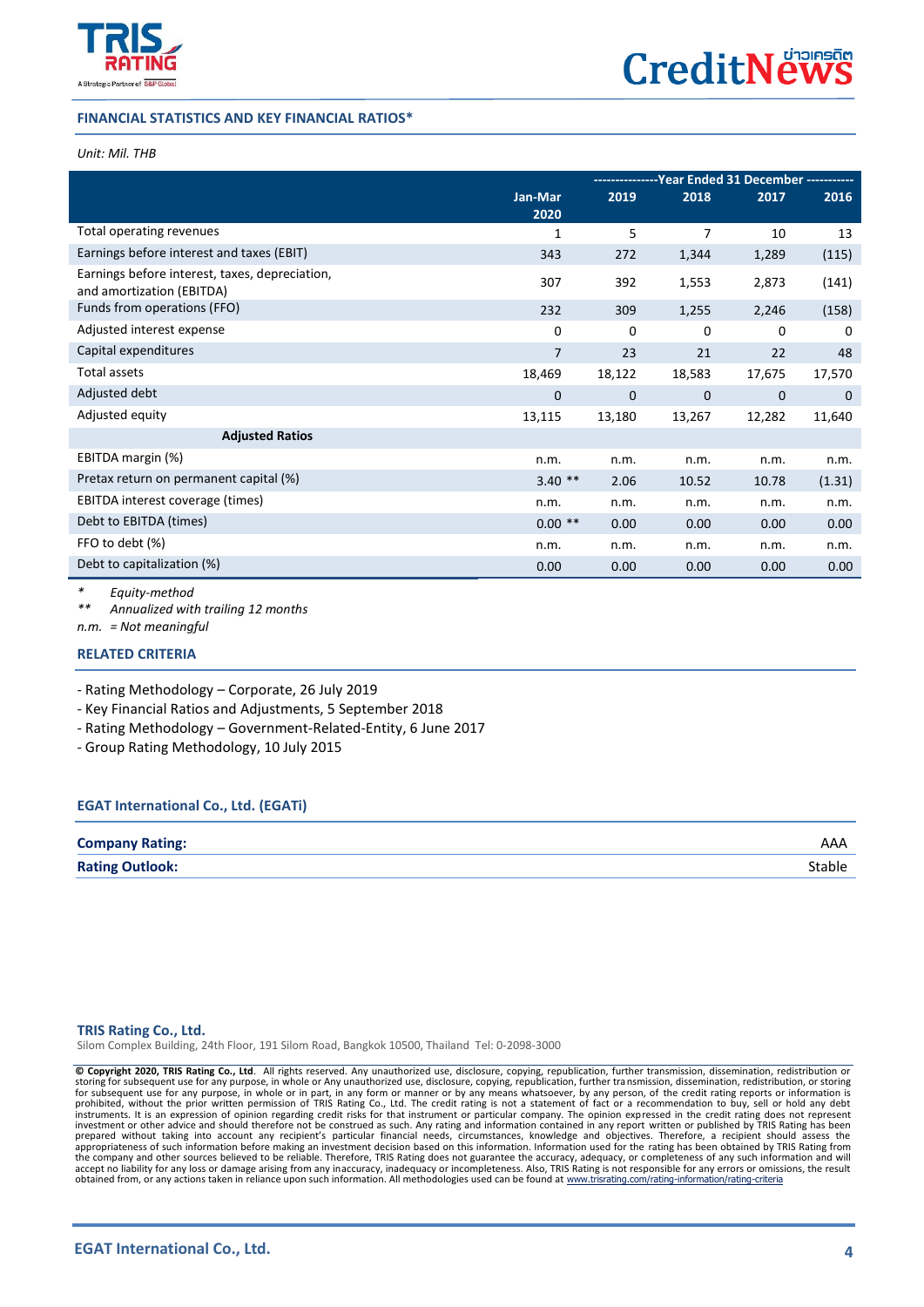## FINANCIAL STATISTICS AND KEY FINANCIAL RATIOS*

*Unit: Mil. THB*

| | Jan-Mar 2020 | ---------------Year Ended 31 December ----------- | | | |
|---|---|---|---|---|---|
| | | 2019 | 2018 | 2017 | 2016 |
| Total operating revenues | 1 | 5 | 7 | 10 | 13 |
| Earnings before interest and taxes (EBIT) | 343 | 272 | 1,344 | 1,289 | (115) |
| Earnings before interest, taxes, depreciation, and amortization (EBITDA) | 307 | 392 | 1,553 | 2,873 | (141) |
| Funds from operations (FFO) | 232 | 309 | 1,255 | 2,246 | (158) |
| Adjusted interest expense | 0 | 0 | 0 | 0 | 0 |
| Capital expenditures | 7 | 23 | 21 | 22 | 48 |
| Total assets | 18,469 | 18,122 | 18,583 | 17,675 | 17,570 |
| Adjusted debt | 0 | 0 | 0 | 0 | 0 |
| Adjusted equity | 13,115 | 13,180 | 13,267 | 12,282 | 11,640 |
| **Adjusted Ratios** | | | | | |
| EBITDA margin (%) | n.m. | n.m. | n.m. | n.m. | n.m. |
| Pretax return on permanent capital (%) | 3.40 ** | 2.06 | 10.52 | 10.78 | (1.31) |
| EBITDA interest coverage (times) | n.m. | n.m. | n.m. | n.m. | n.m. |
| Debt to EBITDA (times) | 0.00 ** | 0.00 | 0.00 | 0.00 | 0.00 |
| FFO to debt (%) | n.m. | n.m. | n.m. | n.m. | n.m. |
| Debt to capitalization (%) | 0.00 | 0.00 | 0.00 | 0.00 | 0.00 |

\* *Equity-method*
\*\* *Annualized with trailing 12 months*
*n.m. = Not meaningful*

## RELATED CRITERIA

- Rating Methodology – Corporate, 26 July 2019
- Key Financial Ratios and Adjustments, 5 September 2018
- Rating Methodology – Government-Related-Entity, 6 June 2017
- Group Rating Methodology, 10 July 2015

## EGAT International Co., Ltd. (EGATi)

| | |
|---|---|
| **Company Rating:** | AAA |
| **Rating Outlook:** | Stable |

**TRIS Rating Co., Ltd.**
Silom Complex Building, 24th Floor, 191 Silom Road, Bangkok 10500, Thailand Tel: 0-2098-3000

**© Copyright 2020, TRIS Rating Co., Ltd**. All rights reserved. Any unauthorized use, disclosure, copying, republication, further transmission, dissemination, redistribution or storing for subsequent use for any purpose, in whole or Any unauthorized use, disclosure, copying, republication, further transmission, dissemination, redistribution, or storing for subsequent use for any purpose, in whole or in part, in any form or manner or by any means whatsoever, by any person, of the credit rating reports or information is prohibited, without the prior written permission of TRIS Rating Co., Ltd. The credit rating is not a statement of fact or a recommendation to buy, sell or hold any debt instruments. It is an expression of opinion regarding credit risks for that instrument or particular company. The opinion expressed in the credit rating does not represent investment or other advice and should therefore not be construed as such. Any rating and information contained in any report written or published by TRIS Rating has been prepared without taking into account any recipient's particular financial needs, circumstances, knowledge and objectives. Therefore, a recipient should assess the appropriateness of such information before making an investment decision based on this information. Information used for the rating has been obtained by TRIS Rating from the company and other sources believed to be reliable. Therefore, TRIS Rating does not guarantee the accuracy, adequacy, or completeness of any such information and will accept no liability for any loss or damage arising from any inaccuracy, inadequacy or incompleteness. Also, TRIS Rating is not responsible for any errors or omissions, the result obtained from, or any actions taken in reliance upon such information. All methodologies used can be found at www.trisrating.com/rating-information/rating-criteria